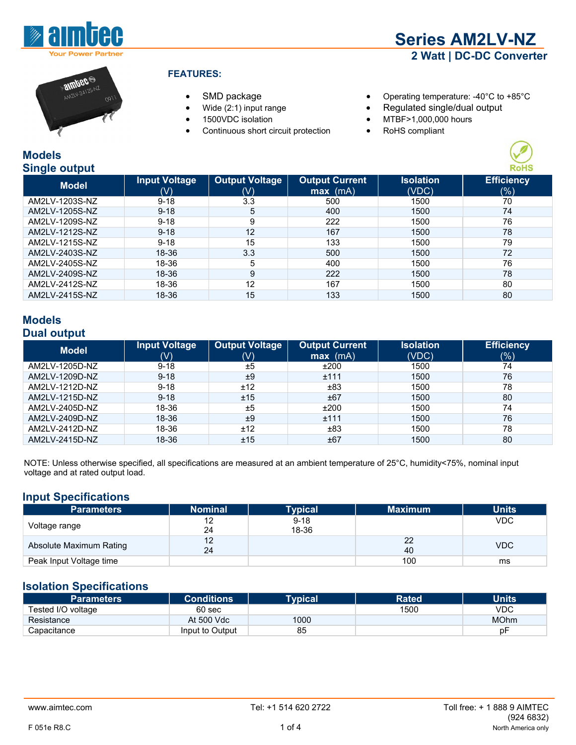# Series AM2LV-NZ

## 2 Watt | DC-DC Converter

### FEATURES:

- SMD package
- Wide (2:1) input range
- 1500VDC isolation
- Continuous short circuit protection
- Operating temperature: -40°C to +85°C
- Regulated single/dual output
- MTBF>1,000,000 hours
- RoHS compliant

## Models
## Single output

| Model | Input Voltage (V) | Output Voltage (V) | Output Current max (mA) | Isolation (VDC) | Efficiency (%) |
|---|---|---|---|---|---|
| AM2LV-1203S-NZ | 9-18 | 3.3 | 500 | 1500 | 70 |
| AM2LV-1205S-NZ | 9-18 | 5 | 400 | 1500 | 74 |
| AM2LV-1209S-NZ | 9-18 | 9 | 222 | 1500 | 76 |
| AM2LV-1212S-NZ | 9-18 | 12 | 167 | 1500 | 78 |
| AM2LV-1215S-NZ | 9-18 | 15 | 133 | 1500 | 79 |
| AM2LV-2403S-NZ | 18-36 | 3.3 | 500 | 1500 | 72 |
| AM2LV-2405S-NZ | 18-36 | 5 | 400 | 1500 | 76 |
| AM2LV-2409S-NZ | 18-36 | 9 | 222 | 1500 | 78 |
| AM2LV-2412S-NZ | 18-36 | 12 | 167 | 1500 | 80 |
| AM2LV-2415S-NZ | 18-36 | 15 | 133 | 1500 | 80 |

## Models
## Dual output

| Model | Input Voltage (V) | Output Voltage (V) | Output Current max (mA) | Isolation (VDC) | Efficiency (%) |
|---|---|---|---|---|---|
| AM2LV-1205D-NZ | 9-18 | ±5 | ±200 | 1500 | 74 |
| AM2LV-1209D-NZ | 9-18 | ±9 | ±111 | 1500 | 76 |
| AM2LV-1212D-NZ | 9-18 | ±12 | ±83 | 1500 | 78 |
| AM2LV-1215D-NZ | 9-18 | ±15 | ±67 | 1500 | 80 |
| AM2LV-2405D-NZ | 18-36 | ±5 | ±200 | 1500 | 74 |
| AM2LV-2409D-NZ | 18-36 | ±9 | ±111 | 1500 | 76 |
| AM2LV-2412D-NZ | 18-36 | ±12 | ±83 | 1500 | 78 |
| AM2LV-2415D-NZ | 18-36 | ±15 | ±67 | 1500 | 80 |

NOTE: Unless otherwise specified, all specifications are measured at an ambient temperature of 25°C, humidity<75%, nominal input voltage and at rated output load.

## Input Specifications

| Parameters | Nominal | Typical | Maximum | Units |
|---|---|---|---|---|
| Voltage range | 12<br>24 | 9-18<br>18-36 | | VDC |
| Absolute Maximum Rating | 12<br>24 | | 22<br>40 | VDC |
| Peak Input Voltage time | | | 100 | ms |

## Isolation Specifications

| Parameters | Conditions | Typical | Rated | Units |
|---|---|---|---|---|
| Tested I/O voltage | 60 sec | | 1500 | VDC |
| Resistance | At 500 Vdc | 1000 | | MOhm |
| Capacitance | Input to Output | 85 | | pF |

www.aimtec.com Tel: +1 514 620 2722 Toll free: + 1 888 9 AIMTEC (924 6832) North America only

F 051e R8.C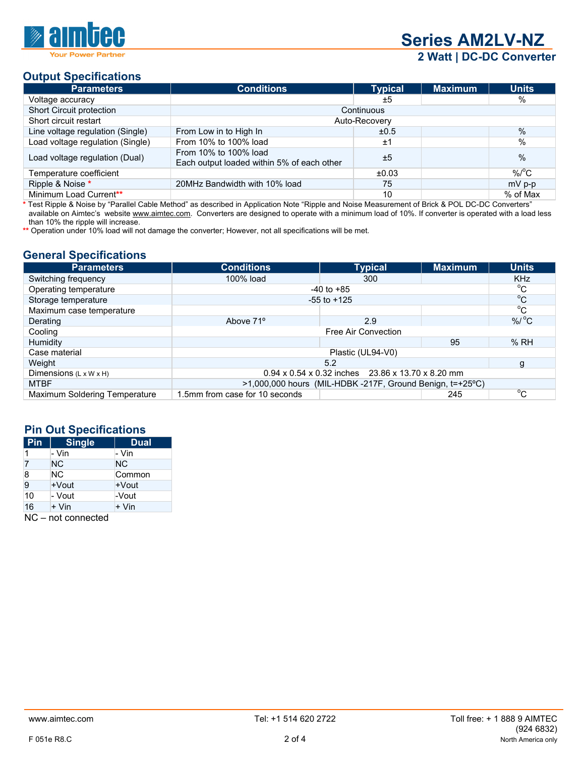## Output Specifications

| Parameters | Conditions | Typical | Maximum | Units |
|---|---|---|---|---|
| Voltage accuracy | | ±5 | | % |
| Short Circuit protection | Continuous | | | |
| Short circuit restart | Auto-Recovery | | | |
| Line voltage regulation (Single) | From Low in to High In | ±0.5 | | % |
| Load voltage regulation (Single) | From 10% to 100% load | ±1 | | % |
| Load voltage regulation (Dual) | From 10% to 100% load<br>Each output loaded within 5% of each other | ±5 | | % |
| Temperature coefficient | | ±0.03 | | %/°C |
| Ripple & Noise * | 20MHz Bandwidth with 10% load | 75 | | mV p-p |
| Minimum Load Current** | | 10 | | % of Max |

* Test Ripple & Noise by "Parallel Cable Method" as described in Application Note "Ripple and Noise Measurement of Brick & POL DC-DC Converters" available on Aimtec's website www.aimtec.com. Converters are designed to operate with a minimum load of 10%. If converter is operated with a load less than 10% the ripple will increase.

** Operation under 10% load will not damage the converter; However, not all specifications will be met.

## General Specifications

| Parameters | Conditions | Typical | Maximum | Units |
|---|---|---|---|---|
| Switching frequency | 100% load | 300 | | KHz |
| Operating temperature | -40 to +85 | | | °C |
| Storage temperature | -55 to +125 | | | °C |
| Maximum case temperature | | | | °C |
| Derating | Above 71° | 2.9 | | %/°C |
| Cooling | Free Air Convection | | | |
| Humidity | | | 95 | % RH |
| Case material | Plastic (UL94-V0) | | | |
| Weight | 5.2 | | | g |
| Dimensions (L x W x H) | 0.94 x 0.54 x 0.32 inches   23.86 x 13.70 x 8.20 mm | | | |
| MTBF | >1,000,000 hours (MIL-HDBK -217F, Ground Benign, t=+25ºC) | | | |
| Maximum Soldering Temperature | 1.5mm from case for 10 seconds | | 245 | °C |

## Pin Out Specifications

| Pin | Single | Dual |
|---|---|---|
| 1 | - Vin | - Vin |
| 7 | NC | NC |
| 8 | NC | Common |
| 9 | +Vout | +Vout |
| 10 | - Vout | -Vout |
| 16 | + Vin | + Vin |

NC – not connected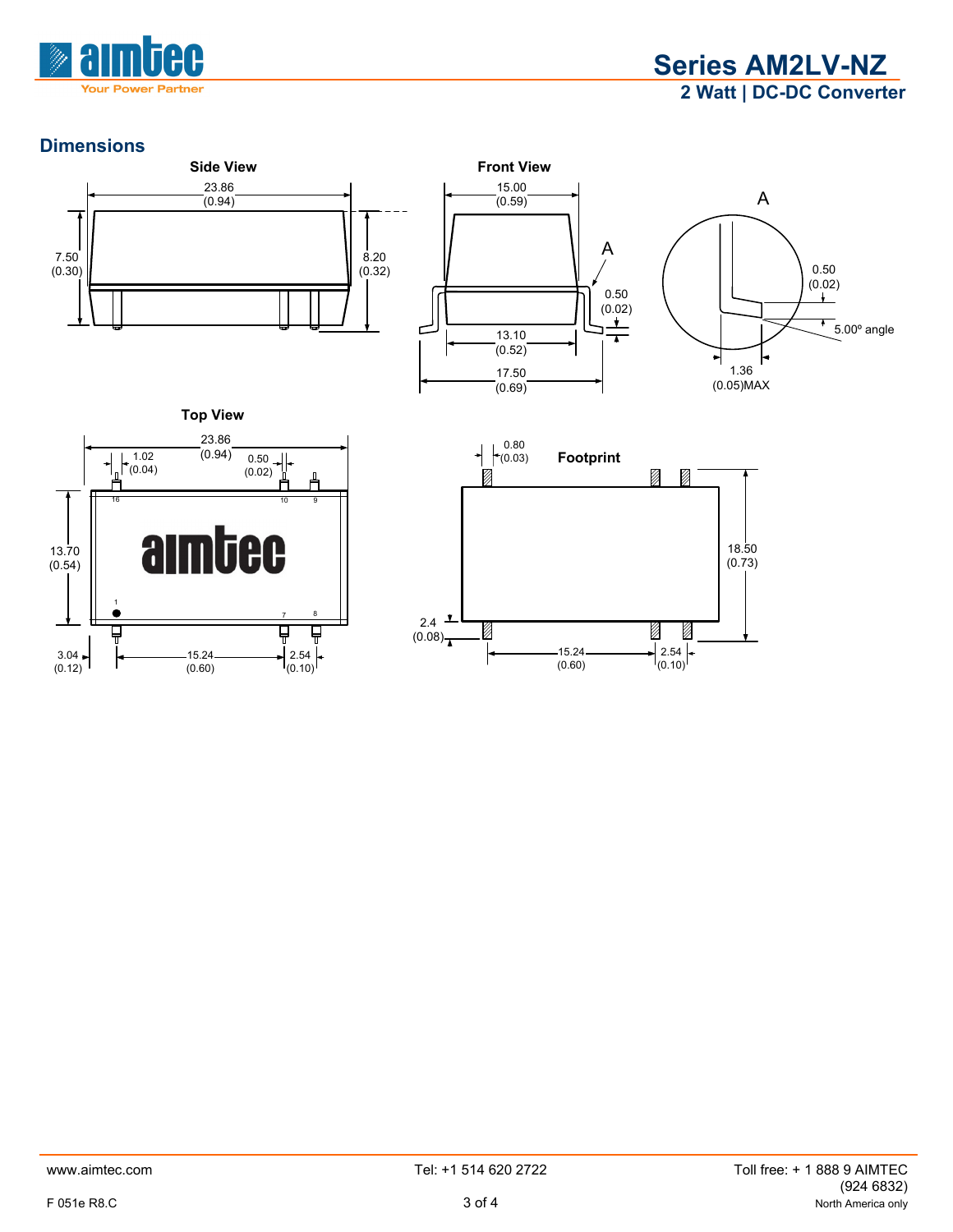## Dimensions

### Side View

23.86 (0.94)

7.50 (0.30)

8.20 (0.32)

### Front View

15.00 (0.59)

A

0.50 (0.02)

13.10 (0.52)

17.50 (0.69)

A

0.50 (0.02)

5.00º angle

1.36 (0.05)MAX

### Top View

23.86 (0.94)

1.02 (0.04)

0.50 (0.02)

16 10 9

aimtec

1 7 8

13.70 (0.54)

3.04 (0.12)

15.24 (0.60)

2.54 (0.10)

### Footprint

0.80 (0.03)

18.50 (0.73)

2.4 (0.08)

15.24 (0.60)

2.54 (0.10)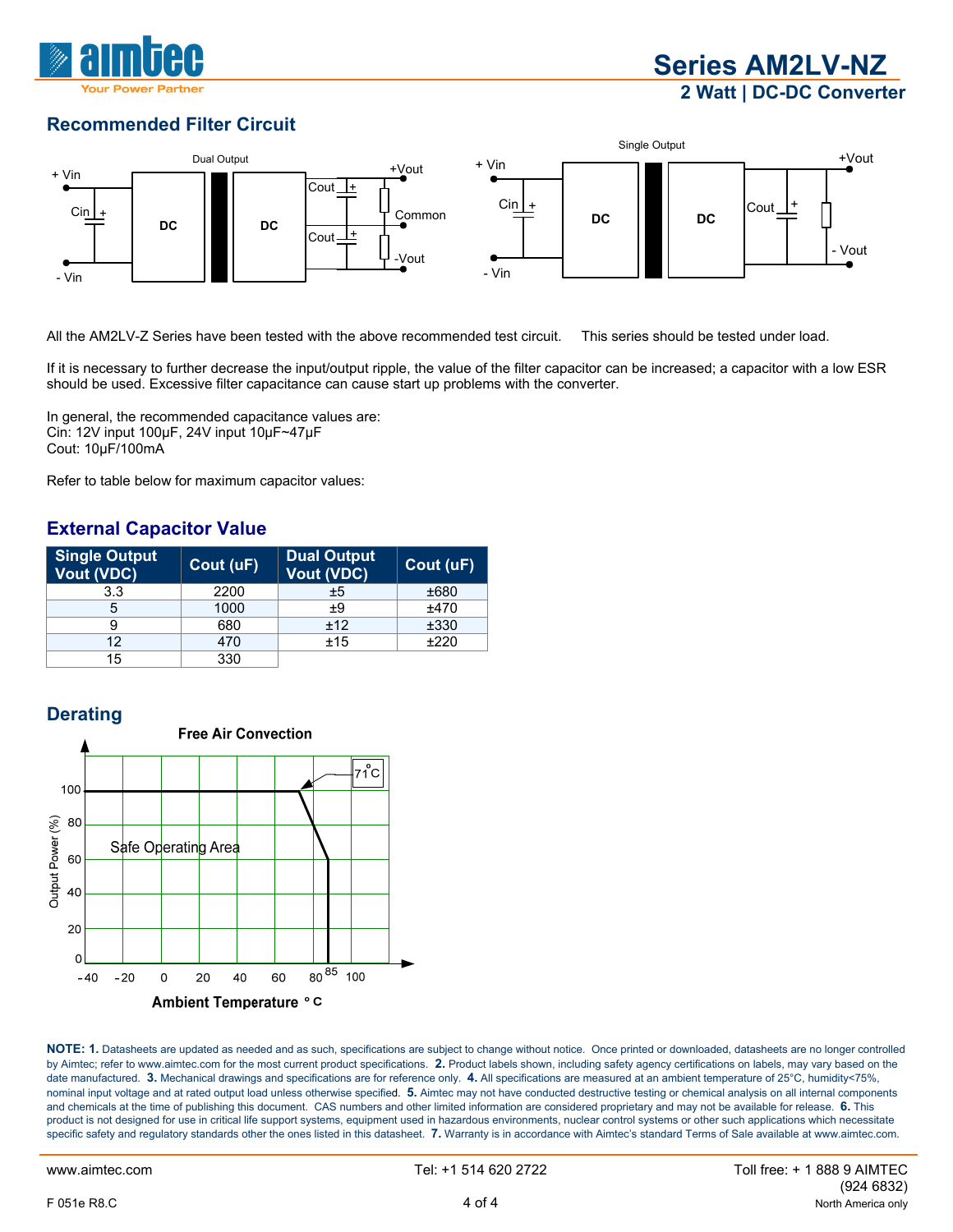## Recommended Filter Circuit

Dual Output

+ Vin
Cin
- Vin
DC
DC
Cout
Cout
+Vout
Common
-Vout

Single Output

+ Vin
Cin
- Vin
DC
DC
Cout
+Vout
- Vout

All the AM2LV-Z Series have been tested with the above recommended test circuit. This series should be tested under load.

If it is necessary to further decrease the input/output ripple, the value of the filter capacitor can be increased; a capacitor with a low ESR should be used. Excessive filter capacitance can cause start up problems with the converter.

In general, the recommended capacitance values are:
Cin: 12V input 100µF, 24V input 10µF~47µF
Cout: 10µF/100mA

Refer to table below for maximum capacitor values:

## External Capacitor Value

| Single Output Vout (VDC) | Cout (uF) | Dual Output Vout (VDC) | Cout (uF) |
|---|---|---|---|
| 3.3 | 2200 | ±5 | ±680 |
| 5 | 1000 | ±9 | ±470 |
| 9 | 680 | ±12 | ±330 |
| 12 | 470 | ±15 | ±220 |
| 15 | 330 | | |

## Derating

Free Air Convection

71°C

Safe Operating Area

Output Power (%)

0
20
40
60
80
100

-40
-20
0
20
40
60
80
85
100

Ambient Temperature °C

**NOTE: 1.** Datasheets are updated as needed and as such, specifications are subject to change without notice. Once printed or downloaded, datasheets are no longer controlled by Aimtec; refer to www.aimtec.com for the most current product specifications. **2.** Product labels shown, including safety agency certifications on labels, may vary based on the date manufactured. **3.** Mechanical drawings and specifications are for reference only. **4.** All specifications are measured at an ambient temperature of 25°C, humidity<75%, nominal input voltage and at rated output load unless otherwise specified. **5.** Aimtec may not have conducted destructive testing or chemical analysis on all internal components and chemicals at the time of publishing this document. CAS numbers and other limited information are considered proprietary and may not be available for release. **6.** This product is not designed for use in critical life support systems, equipment used in hazardous environments, nuclear control systems or other such applications which necessitate specific safety and regulatory standards other the ones listed in this datasheet. **7.** Warranty is in accordance with Aimtec's standard Terms of Sale available at www.aimtec.com.